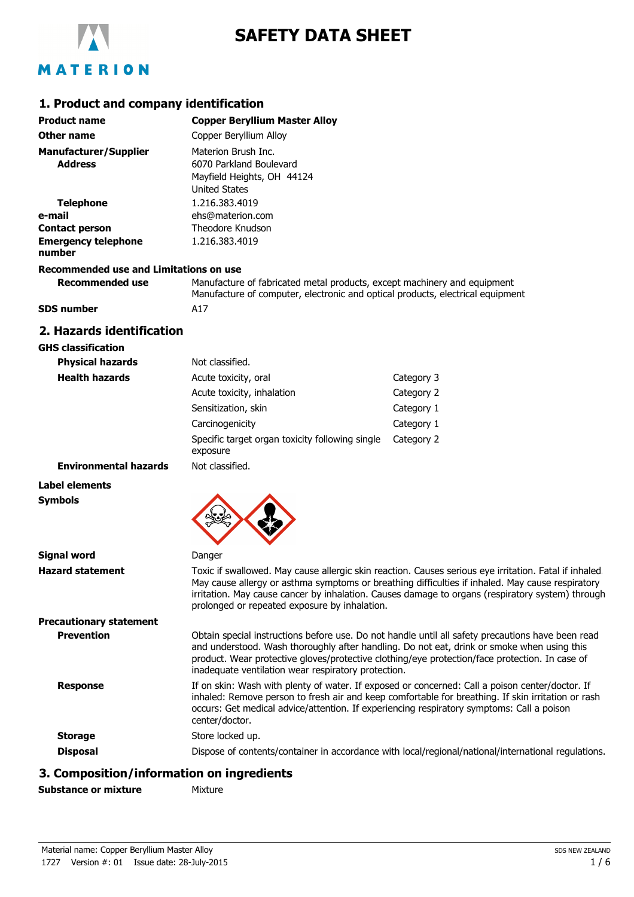# SAFETY DATA SHEET

## 1. Product and company identification

| | |
|---|---|
| **Product name** | **Copper Beryllium Master Alloy** |
| **Other name** | Copper Beryllium Alloy |
| **Manufacturer/Supplier** | Materion Brush Inc. |
| **Address** | 6070 Parkland Boulevard<br>Mayfield Heights, OH 44124<br>United States |
| **Telephone** | 1.216.383.4019 |
| **e-mail** | ehs@materion.com |
| **Contact person** | Theodore Knudson |
| **Emergency telephone number** | 1.216.383.4019 |

**Recommended use and Limitations on use**

| | |
|---|---|
| **Recommended use** | Manufacture of fabricated metal products, except machinery and equipment<br>Manufacture of computer, electronic and optical products, electrical equipment |
| **SDS number** | A17 |

## 2. Hazards identification

**GHS classification**

| | | |
|---|---|---|
| **Physical hazards** | Not classified. | |
| **Health hazards** | Acute toxicity, oral | Category 3 |
| | Acute toxicity, inhalation | Category 2 |
| | Sensitization, skin | Category 1 |
| | Carcinogenicity | Category 1 |
| | Specific target organ toxicity following single exposure | Category 2 |
| **Environmental hazards** | Not classified. | |

**Label elements**

**Symbols**

| | |
|---|---|
| **Signal word** | Danger |
| **Hazard statement** | Toxic if swallowed. May cause allergic skin reaction. Causes serious eye irritation. Fatal if inhaled. May cause allergy or asthma symptoms or breathing difficulties if inhaled. May cause respiratory irritation. May cause cancer by inhalation. Causes damage to organs (respiratory system) through prolonged or repeated exposure by inhalation. |

**Precautionary statement**

| | |
|---|---|
| **Prevention** | Obtain special instructions before use. Do not handle until all safety precautions have been read and understood. Wash thoroughly after handling. Do not eat, drink or smoke when using this product. Wear protective gloves/protective clothing/eye protection/face protection. In case of inadequate ventilation wear respiratory protection. |
| **Response** | If on skin: Wash with plenty of water. If exposed or concerned: Call a poison center/doctor. If inhaled: Remove person to fresh air and keep comfortable for breathing. If skin irritation or rash occurs: Get medical advice/attention. If experiencing respiratory symptoms: Call a poison center/doctor. |
| **Storage** | Store locked up. |
| **Disposal** | Dispose of contents/container in accordance with local/regional/national/international regulations. |

## 3. Composition/information on ingredients

| | |
|---|---|
| **Substance or mixture** | Mixture |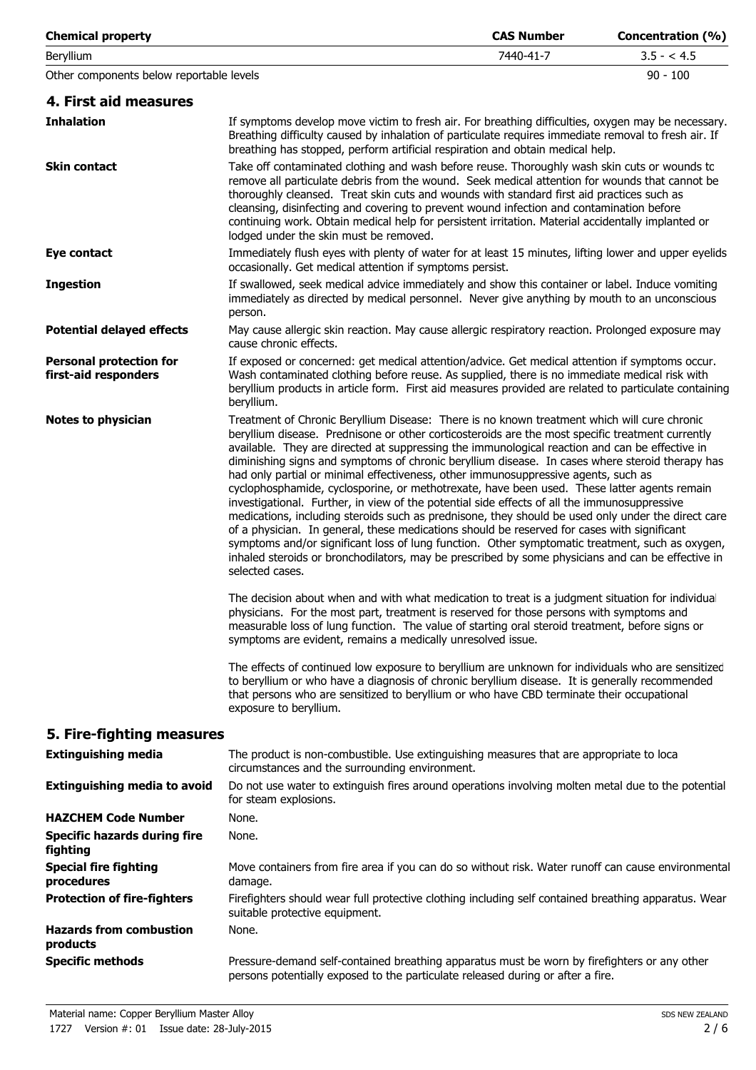| Chemical property | CAS Number | Concentration (%) |
| --- | --- | --- |
| Beryllium | 7440-41-7 | 3.5 - < 4.5 |
| Other components below reportable levels | | 90 - 100 |

## 4. First aid measures

**Inhalation**
If symptoms develop move victim to fresh air. For breathing difficulties, oxygen may be necessary. Breathing difficulty caused by inhalation of particulate requires immediate removal to fresh air. If breathing has stopped, perform artificial respiration and obtain medical help.

**Skin contact**
Take off contaminated clothing and wash before reuse. Thoroughly wash skin cuts or wounds to remove all particulate debris from the wound. Seek medical attention for wounds that cannot be thoroughly cleansed. Treat skin cuts and wounds with standard first aid practices such as cleansing, disinfecting and covering to prevent wound infection and contamination before continuing work. Obtain medical help for persistent irritation. Material accidentally implanted or lodged under the skin must be removed.

**Eye contact**
Immediately flush eyes with plenty of water for at least 15 minutes, lifting lower and upper eyelids occasionally. Get medical attention if symptoms persist.

**Ingestion**
If swallowed, seek medical advice immediately and show this container or label. Induce vomiting immediately as directed by medical personnel. Never give anything by mouth to an unconscious person.

**Potential delayed effects**
May cause allergic skin reaction. May cause allergic respiratory reaction. Prolonged exposure may cause chronic effects.

**Personal protection for first-aid responders**
If exposed or concerned: get medical attention/advice. Get medical attention if symptoms occur. Wash contaminated clothing before reuse. As supplied, there is no immediate medical risk with beryllium products in article form. First aid measures provided are related to particulate containing beryllium.

**Notes to physician**
Treatment of Chronic Beryllium Disease: There is no known treatment which will cure chronic beryllium disease. Prednisone or other corticosteroids are the most specific treatment currently available. They are directed at suppressing the immunological reaction and can be effective in diminishing signs and symptoms of chronic beryllium disease. In cases where steroid therapy has had only partial or minimal effectiveness, other immunosuppressive agents, such as cyclophosphamide, cyclosporine, or methotrexate, have been used. These latter agents remain investigational. Further, in view of the potential side effects of all the immunosuppressive medications, including steroids such as prednisone, they should be used only under the direct care of a physician. In general, these medications should be reserved for cases with significant symptoms and/or significant loss of lung function. Other symptomatic treatment, such as oxygen, inhaled steroids or bronchodilators, may be prescribed by some physicians and can be effective in selected cases.

The decision about when and with what medication to treat is a judgment situation for individual physicians. For the most part, treatment is reserved for those persons with symptoms and measurable loss of lung function. The value of starting oral steroid treatment, before signs or symptoms are evident, remains a medically unresolved issue.

The effects of continued low exposure to beryllium are unknown for individuals who are sensitized to beryllium or who have a diagnosis of chronic beryllium disease. It is generally recommended that persons who are sensitized to beryllium or who have CBD terminate their occupational exposure to beryllium.

## 5. Fire-fighting measures

**Extinguishing media**
The product is non-combustible. Use extinguishing measures that are appropriate to local circumstances and the surrounding environment.

**Extinguishing media to avoid**
Do not use water to extinguish fires around operations involving molten metal due to the potential for steam explosions.

**HAZCHEM Code Number**
None.

**Specific hazards during fire fighting**
None.

**Special fire fighting procedures**
Move containers from fire area if you can do so without risk. Water runoff can cause environmental damage.

**Protection of fire-fighters**
Firefighters should wear full protective clothing including self contained breathing apparatus. Wear suitable protective equipment.

**Hazards from combustion products**
None.

**Specific methods**
Pressure-demand self-contained breathing apparatus must be worn by firefighters or any other persons potentially exposed to the particulate released during or after a fire.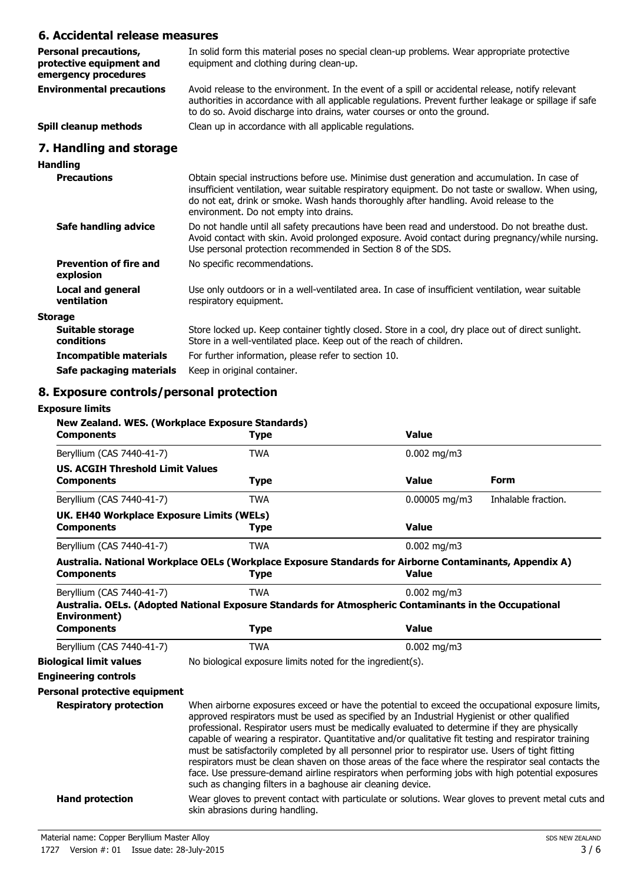## 6. Accidental release measures

**Personal precautions, protective equipment and emergency procedures**
In solid form this material poses no special clean-up problems. Wear appropriate protective equipment and clothing during clean-up.

**Environmental precautions**
Avoid release to the environment. In the event of a spill or accidental release, notify relevant authorities in accordance with all applicable regulations. Prevent further leakage or spillage if safe to do so. Avoid discharge into drains, water courses or onto the ground.

**Spill cleanup methods**
Clean up in accordance with all applicable regulations.

## 7. Handling and storage

**Handling**

**Precautions**
Obtain special instructions before use. Minimise dust generation and accumulation. In case of insufficient ventilation, wear suitable respiratory equipment. Do not taste or swallow. When using, do not eat, drink or smoke. Wash hands thoroughly after handling. Avoid release to the environment. Do not empty into drains.

**Safe handling advice**
Do not handle until all safety precautions have been read and understood. Do not breathe dust. Avoid contact with skin. Avoid prolonged exposure. Avoid contact during pregnancy/while nursing. Use personal protection recommended in Section 8 of the SDS.

**Prevention of fire and explosion**
No specific recommendations.

**Local and general ventilation**
Use only outdoors or in a well-ventilated area. In case of insufficient ventilation, wear suitable respiratory equipment.

**Storage**

**Suitable storage conditions**
Store locked up. Keep container tightly closed. Store in a cool, dry place out of direct sunlight. Store in a well-ventilated place. Keep out of the reach of children.

**Incompatible materials**
For further information, please refer to section 10.

**Safe packaging materials**
Keep in original container.

## 8. Exposure controls/personal protection

**Exposure limits**

**New Zealand. WES. (Workplace Exposure Standards)**

| Components | Type | Value |
|---|---|---|
| Beryllium (CAS 7440-41-7) | TWA | 0.002 mg/m3 |

**US. ACGIH Threshold Limit Values**

| Components | Type | Value | Form |
|---|---|---|---|
| Beryllium (CAS 7440-41-7) | TWA | 0.00005 mg/m3 | Inhalable fraction. |

**UK. EH40 Workplace Exposure Limits (WELs)**

| Components | Type | Value |
|---|---|---|
| Beryllium (CAS 7440-41-7) | TWA | 0.002 mg/m3 |

**Australia. National Workplace OELs (Workplace Exposure Standards for Airborne Contaminants, Appendix A)**

| Components | Type | Value |
|---|---|---|
| Beryllium (CAS 7440-41-7) | TWA | 0.002 mg/m3 |

**Australia. OELs. (Adopted National Exposure Standards for Atmospheric Contaminants in the Occupational Environment)**

| Components | Type | Value |
|---|---|---|
| Beryllium (CAS 7440-41-7) | TWA | 0.002 mg/m3 |

**Biological limit values**
No biological exposure limits noted for the ingredient(s).

**Engineering controls**

**Personal protective equipment**

**Respiratory protection**
When airborne exposures exceed or have the potential to exceed the occupational exposure limits, approved respirators must be used as specified by an Industrial Hygienist or other qualified professional. Respirator users must be medically evaluated to determine if they are physically capable of wearing a respirator. Quantitative and/or qualitative fit testing and respirator training must be satisfactorily completed by all personnel prior to respirator use. Users of tight fitting respirators must be clean shaven on those areas of the face where the respirator seal contacts the face. Use pressure-demand airline respirators when performing jobs with high potential exposures such as changing filters in a baghouse air cleaning device.

**Hand protection**
Wear gloves to prevent contact with particulate or solutions. Wear gloves to prevent metal cuts and skin abrasions during handling.

Material name: Copper Beryllium Master Alloy
1727 Version #: 01 Issue date: 28-July-2015
SDS NEW ZEALAND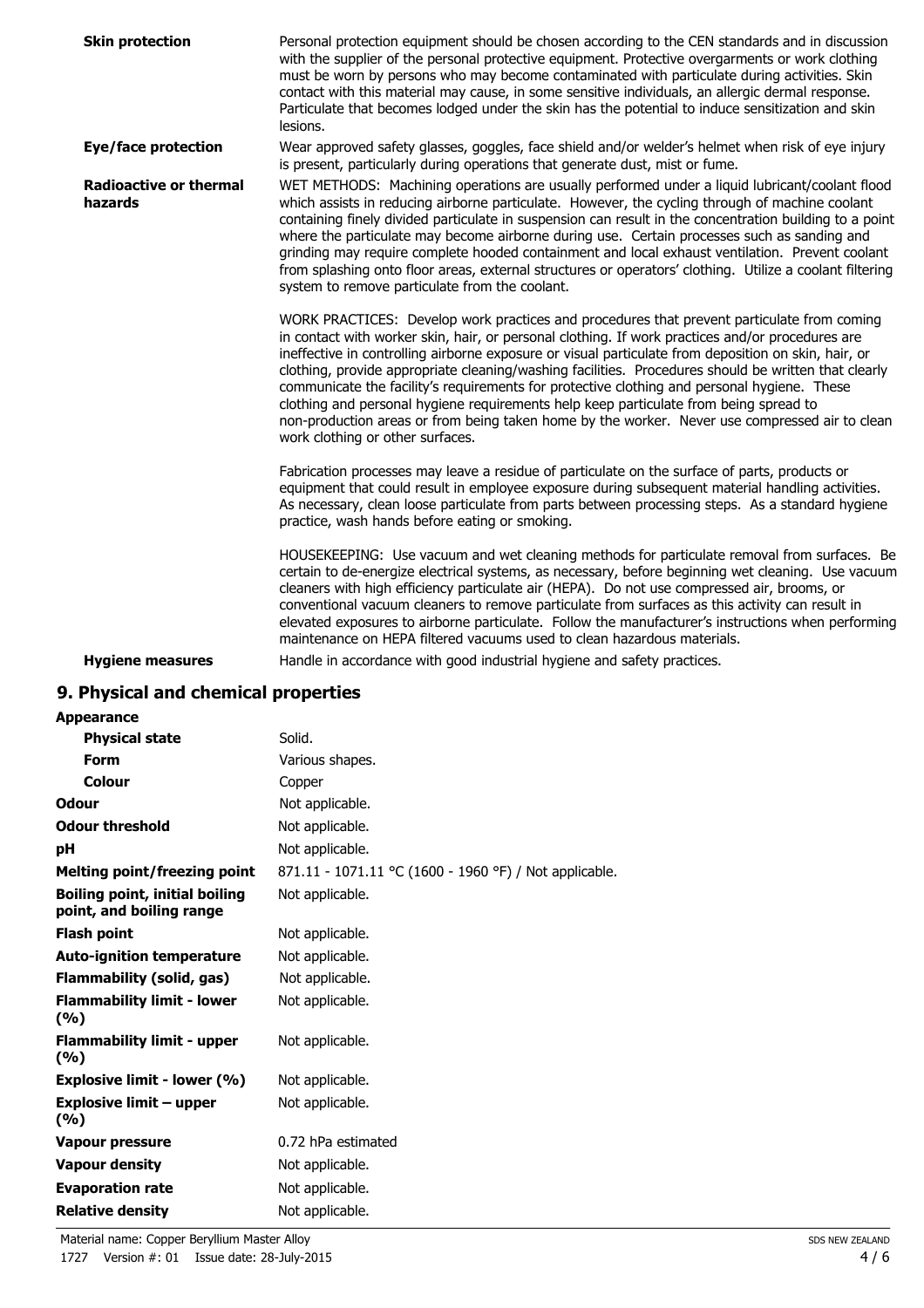| | |
|---|---|
| **Skin protection** | Personal protection equipment should be chosen according to the CEN standards and in discussion with the supplier of the personal protective equipment. Protective overgarments or work clothing must be worn by persons who may become contaminated with particulate during activities. Skin contact with this material may cause, in some sensitive individuals, an allergic dermal response. Particulate that becomes lodged under the skin has the potential to induce sensitization and skin lesions. |
| **Eye/face protection** | Wear approved safety glasses, goggles, face shield and/or welder's helmet when risk of eye injury is present, particularly during operations that generate dust, mist or fume. |
| **Radioactive or thermal hazards** | WET METHODS: Machining operations are usually performed under a liquid lubricant/coolant flood which assists in reducing airborne particulate. However, the cycling through of machine coolant containing finely divided particulate in suspension can result in the concentration building to a point where the particulate may become airborne during use. Certain processes such as sanding and grinding may require complete hooded containment and local exhaust ventilation. Prevent coolant from splashing onto floor areas, external structures or operators' clothing. Utilize a coolant filtering system to remove particulate from the coolant.<br><br>WORK PRACTICES: Develop work practices and procedures that prevent particulate from coming in contact with worker skin, hair, or personal clothing. If work practices and/or procedures are ineffective in controlling airborne exposure or visual particulate from deposition on skin, hair, or clothing, provide appropriate cleaning/washing facilities. Procedures should be written that clearly communicate the facility's requirements for protective clothing and personal hygiene. These clothing and personal hygiene requirements help keep particulate from being spread to non-production areas or from being taken home by the worker. Never use compressed air to clean work clothing or other surfaces.<br><br>Fabrication processes may leave a residue of particulate on the surface of parts, products or equipment that could result in employee exposure during subsequent material handling activities. As necessary, clean loose particulate from parts between processing steps. As a standard hygiene practice, wash hands before eating or smoking.<br><br>HOUSEKEEPING: Use vacuum and wet cleaning methods for particulate removal from surfaces. Be certain to de-energize electrical systems, as necessary, before beginning wet cleaning. Use vacuum cleaners with high efficiency particulate air (HEPA). Do not use compressed air, brooms, or conventional vacuum cleaners to remove particulate from surfaces as this activity can result in elevated exposures to airborne particulate. Follow the manufacturer's instructions when performing maintenance on HEPA filtered vacuums used to clean hazardous materials. |
| **Hygiene measures** | Handle in accordance with good industrial hygiene and safety practices. |

## 9. Physical and chemical properties

| | |
|---|---|
| **Appearance** | |
| **Physical state** | Solid. |
| **Form** | Various shapes. |
| **Colour** | Copper |
| **Odour** | Not applicable. |
| **Odour threshold** | Not applicable. |
| **pH** | Not applicable. |
| **Melting point/freezing point** | 871.11 - 1071.11 °C (1600 - 1960 °F) / Not applicable. |
| **Boiling point, initial boiling point, and boiling range** | Not applicable. |
| **Flash point** | Not applicable. |
| **Auto-ignition temperature** | Not applicable. |
| **Flammability (solid, gas)** | Not applicable. |
| **Flammability limit - lower (%)** | Not applicable. |
| **Flammability limit - upper (%)** | Not applicable. |
| **Explosive limit - lower (%)** | Not applicable. |
| **Explosive limit – upper (%)** | Not applicable. |
| **Vapour pressure** | 0.72 hPa estimated |
| **Vapour density** | Not applicable. |
| **Evaporation rate** | Not applicable. |
| **Relative density** | Not applicable. |

Material name: Copper Beryllium Master Alloy

1727 Version #: 01 Issue date: 28-July-2015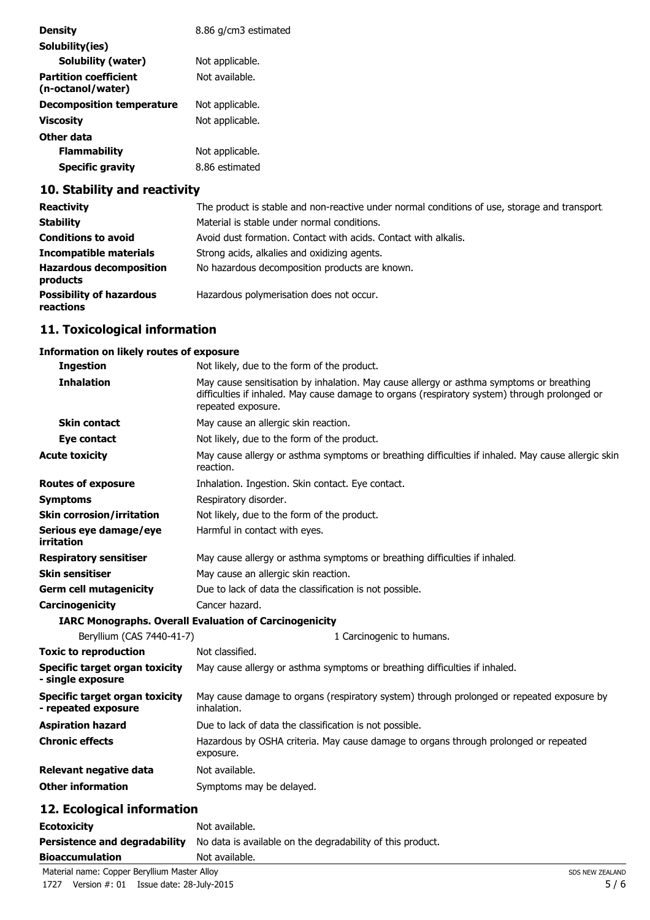| | |
|---|---|
| **Density** | 8.86 g/cm3 estimated |
| **Solubility(ies)** | |
| **Solubility (water)** | Not applicable. |
| **Partition coefficient (n-octanol/water)** | Not available. |
| **Decomposition temperature** | Not applicable. |
| **Viscosity** | Not applicable. |
| **Other data** | |
| **Flammability** | Not applicable. |
| **Specific gravity** | 8.86 estimated |

## 10. Stability and reactivity

| | |
|---|---|
| **Reactivity** | The product is stable and non-reactive under normal conditions of use, storage and transport. |
| **Stability** | Material is stable under normal conditions. |
| **Conditions to avoid** | Avoid dust formation. Contact with acids. Contact with alkalis. |
| **Incompatible materials** | Strong acids, alkalies and oxidizing agents. |
| **Hazardous decomposition products** | No hazardous decomposition products are known. |
| **Possibility of hazardous reactions** | Hazardous polymerisation does not occur. |

## 11. Toxicological information

**Information on likely routes of exposure**

| | |
|---|---|
| **Ingestion** | Not likely, due to the form of the product. |
| **Inhalation** | May cause sensitisation by inhalation. May cause allergy or asthma symptoms or breathing difficulties if inhaled. May cause damage to organs (respiratory system) through prolonged or repeated exposure. |
| **Skin contact** | May cause an allergic skin reaction. |
| **Eye contact** | Not likely, due to the form of the product. |
| **Acute toxicity** | May cause allergy or asthma symptoms or breathing difficulties if inhaled. May cause allergic skin reaction. |
| **Routes of exposure** | Inhalation. Ingestion. Skin contact. Eye contact. |
| **Symptoms** | Respiratory disorder. |
| **Skin corrosion/irritation** | Not likely, due to the form of the product. |
| **Serious eye damage/eye irritation** | Harmful in contact with eyes. |
| **Respiratory sensitiser** | May cause allergy or asthma symptoms or breathing difficulties if inhaled. |
| **Skin sensitiser** | May cause an allergic skin reaction. |
| **Germ cell mutagenicity** | Due to lack of data the classification is not possible. |
| **Carcinogenicity** | Cancer hazard. |

**IARC Monographs. Overall Evaluation of Carcinogenicity**

| | |
|---|---|
| Beryllium (CAS 7440-41-7) | 1 Carcinogenic to humans. |

| | |
|---|---|
| **Toxic to reproduction** | Not classified. |
| **Specific target organ toxicity - single exposure** | May cause allergy or asthma symptoms or breathing difficulties if inhaled. |
| **Specific target organ toxicity - repeated exposure** | May cause damage to organs (respiratory system) through prolonged or repeated exposure by inhalation. |
| **Aspiration hazard** | Due to lack of data the classification is not possible. |
| **Chronic effects** | Hazardous by OSHA criteria. May cause damage to organs through prolonged or repeated exposure. |
| **Relevant negative data** | Not available. |
| **Other information** | Symptoms may be delayed. |

## 12. Ecological information

| | |
|---|---|
| **Ecotoxicity** | Not available. |
| **Persistence and degradability** | No data is available on the degradability of this product. |
| **Bioaccumulation** | Not available. |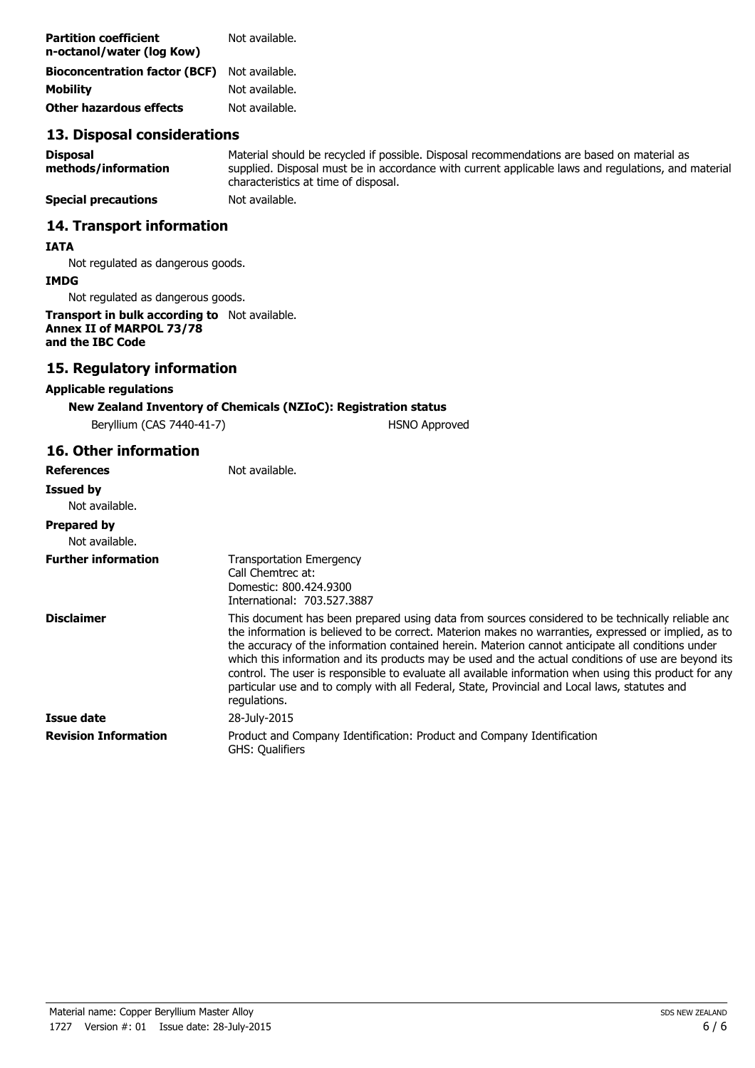| | |
|---|---|
| **Partition coefficient n-octanol/water (log Kow)** | Not available. |
| **Bioconcentration factor (BCF)** | Not available. |
| **Mobility** | Not available. |
| **Other hazardous effects** | Not available. |

## 13. Disposal considerations

| | |
|---|---|
| **Disposal methods/information** | Material should be recycled if possible. Disposal recommendations are based on material as supplied. Disposal must be in accordance with current applicable laws and regulations, and material characteristics at time of disposal. |
| **Special precautions** | Not available. |

## 14. Transport information

**IATA**

Not regulated as dangerous goods.

**IMDG**

Not regulated as dangerous goods.

**Transport in bulk according to Annex II of MARPOL 73/78 and the IBC Code** Not available.

## 15. Regulatory information

**Applicable regulations**

**New Zealand Inventory of Chemicals (NZIoC): Registration status**

| | |
|---|---|
| Beryllium (CAS 7440-41-7) | HSNO Approved |

## 16. Other information

**References** Not available.

**Issued by**

Not available.

**Prepared by**

Not available.

| | |
|---|---|
| **Further information** | Transportation Emergency<br>Call Chemtrec at:<br>Domestic: 800.424.9300<br>International: 703.527.3887 |
| **Disclaimer** | This document has been prepared using data from sources considered to be technically reliable and the information is believed to be correct. Materion makes no warranties, expressed or implied, as to the accuracy of the information contained herein. Materion cannot anticipate all conditions under which this information and its products may be used and the actual conditions of use are beyond its control. The user is responsible to evaluate all available information when using this product for any particular use and to comply with all Federal, State, Provincial and Local laws, statutes and regulations. |
| **Issue date** | 28-July-2015 |
| **Revision Information** | Product and Company Identification: Product and Company Identification<br>GHS: Qualifiers |